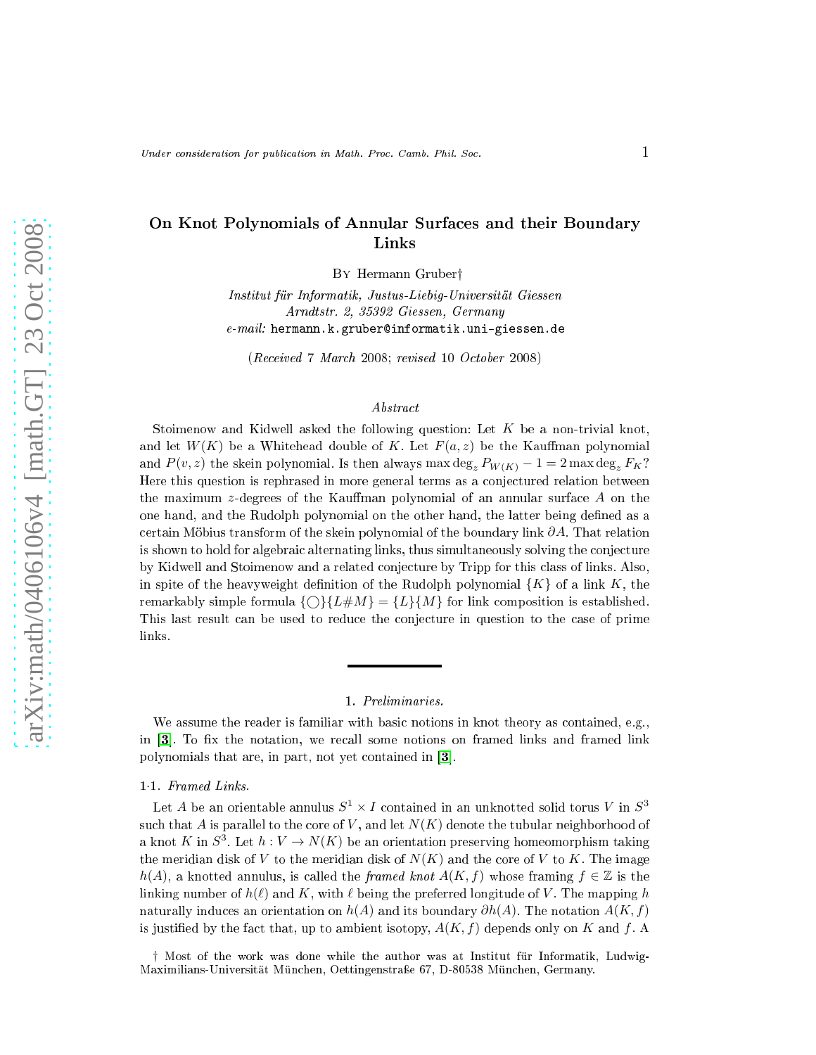# On Knot Polynomials of Annular Surfaces and their Boundary Links

By Hermann Gruber†

*Institut für Informatik, Justus-Liebig-Universität Giessen*
*Arndtstr. 2, 35392 Giessen, Germany*
*e-mail:* hermann.k.gruber@informatik.uni-giessen.de

(*Received* 7 *March* 2008; *revised* 10 *October* 2008)

*Abstract*

Stoimenow and Kidwell asked the following question: Let $K$ be a non-trivial knot, and let $W(K)$ be a Whitehead double of $K$. Let $F(a,z)$ be the Kauffman polynomial and $P(v,z)$ the skein polynomial. Is then always $\max \deg_z P_{W(K)} - 1 = 2 \max \deg_z F_K$? Here this question is rephrased in more general terms as a conjectured relation between the maximum $z$-degrees of the Kauffman polynomial of an annular surface $A$ on the one hand, and the Rudolph polynomial on the other hand, the latter being defined as a certain Möbius transform of the skein polynomial of the boundary link $\partial A$. That relation is shown to hold for algebraic alternating links, thus simultaneously solving the conjecture by Kidwell and Stoimenow and a related conjecture by Tripp for this class of links. Also, in spite of the heavyweight definition of the Rudolph polynomial $\{K\}$ of a link $K$, the remarkably simple formula $\{\bigcirc\}\{L\#M\} = \{L\}\{M\}$ for link composition is established. This last result can be used to reduce the conjecture in question to the case of prime links.

## 1. *Preliminaries.*

We assume the reader is familiar with basic notions in knot theory as contained, e.g., in [3]. To fix the notation, we recall some notions on framed links and framed link polynomials that are, in part, not yet contained in [3].

### 1·1. *Framed Links.*

Let $A$ be an orientable annulus $S^1 \times I$ contained in an unknotted solid torus $V$ in $S^3$ such that $A$ is parallel to the core of $V$, and let $N(K)$ denote the tubular neighborhood of a knot $K$ in $S^3$. Let $h : V \to N(K)$ be an orientation preserving homeomorphism taking the meridian disk of $V$ to the meridian disk of $N(K)$ and the core of $V$ to $K$. The image $h(A)$, a knotted annulus, is called the *framed knot* $A(K,f)$ whose framing $f \in \mathbb{Z}$ is the linking number of $h(\ell)$ and $K$, with $\ell$ being the preferred longitude of $V$. The mapping $h$ naturally induces an orientation on $h(A)$ and its boundary $\partial h(A)$. The notation $A(K,f)$ is justified by the fact that, up to ambient isotopy, $A(K,f)$ depends only on $K$ and $f$. A

† Most of the work was done while the author was at Institut für Informatik, Ludwig-Maximilians-Universität München, Oettingenstraße 67, D-80538 München, Germany.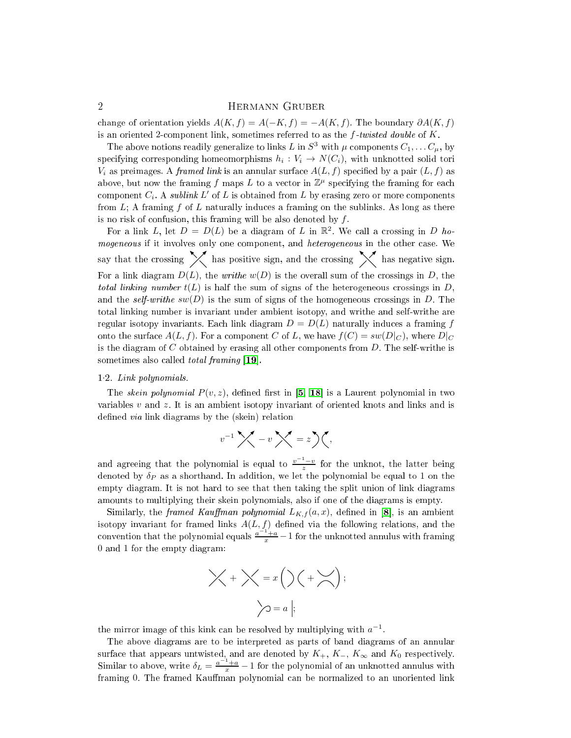change of orientation yields $A(K, f) = A(-K, f) = -A(K, f)$. The boundary $\partial A(K, f)$ is an oriented 2-component link, sometimes referred to as the *f-twisted double* of $K$.

The above notions readily generalize to links $L$ in $S^3$ with $\mu$ components $C_1, \ldots C_\mu$, by specifying corresponding homeomorphisms $h_i : V_i \to N(C_i)$, with unknotted solid tori $V_i$ as preimages. A *framed link* is an annular surface $A(L, f)$ specified by a pair $(L, f)$ as above, but now the framing $f$ maps $L$ to a vector in $\mathbb{Z}^\mu$ specifying the framing for each component $C_i$. A *sublink* $L'$ of $L$ is obtained from $L$ by erasing zero or more components from $L$; A framing $f$ of $L$ naturally induces a framing on the sublinks. As long as there is no risk of confusion, this framing will be also denoted by $f$.

For a link $L$, let $D = D(L)$ be a diagram of $L$ in $\mathbb{R}^2$. We call a crossing in $D$ *homogeneous* if it involves only one component, and *heterogeneous* in the other case. We say that the crossing (positive crossing diagram) has positive sign, and the crossing (negative crossing diagram) has negative sign. For a link diagram $D(L)$, the *writhe* $w(D)$ is the overall sum of the crossings in $D$, the *total linking number* $t(L)$ is half the sum of signs of the heterogeneous crossings in $D$, and the *self-writhe* $sw(D)$ is the sum of signs of the homogeneous crossings in $D$. The total linking number is invariant under ambient isotopy, and writhe and self-writhe are regular isotopy invariants. Each link diagram $D = D(L)$ naturally induces a framing $f$ onto the surface $A(L, f)$. For a component $C$ of $L$, we have $f(C) = sw(D|_C)$, where $D|_C$ is the diagram of $C$ obtained by erasing all other components from $D$. The self-writhe is sometimes also called *total framing* [19].

1·2. *Link polynomials.*

The *skein polynomial* $P(v, z)$, defined first in [5, 18] is a Laurent polynomial in two variables $v$ and $z$. It is an ambient isotopy invariant of oriented knots and links and is defined *via* link diagrams by the (skein) relation

$$v^{-1} L_+ - v L_- = z L_0,$$

and agreeing that the polynomial is equal to $\frac{v^{-1}-v}{z}$ for the unknot, the latter being denoted by $\delta_P$ as a shorthand. In addition, we let the polynomial be equal to 1 on the empty diagram. It is not hard to see that then taking the split union of link diagrams amounts to multiplying their skein polynomials, also if one of the diagrams is empty.

Similarly, the *framed Kauffman polynomial* $L_{K,f}(a, x)$, defined in [8], is an ambient isotopy invariant for framed links $A(L, f)$ defined via the following relations, and the convention that the polynomial equals $\frac{a^{-1}+a}{x} - 1$ for the unknotted annulus with framing 0 and 1 for the empty diagram:

$$K_+ + K_- = x\left(K_\infty + K_0\right);$$

$$(\text{kink}) = a \,(\text{straight strand});$$

the mirror image of this kink can be resolved by multiplying with $a^{-1}$.

The above diagrams are to be interpreted as parts of band diagrams of an annular surface that appears untwisted, and are denoted by $K_+$, $K_-$, $K_\infty$ and $K_0$ respectively. Similar to above, write $\delta_L = \frac{a^{-1}+a}{x} - 1$ for the polynomial of an unknotted annulus with framing 0. The framed Kauffman polynomial can be normalized to an unoriented link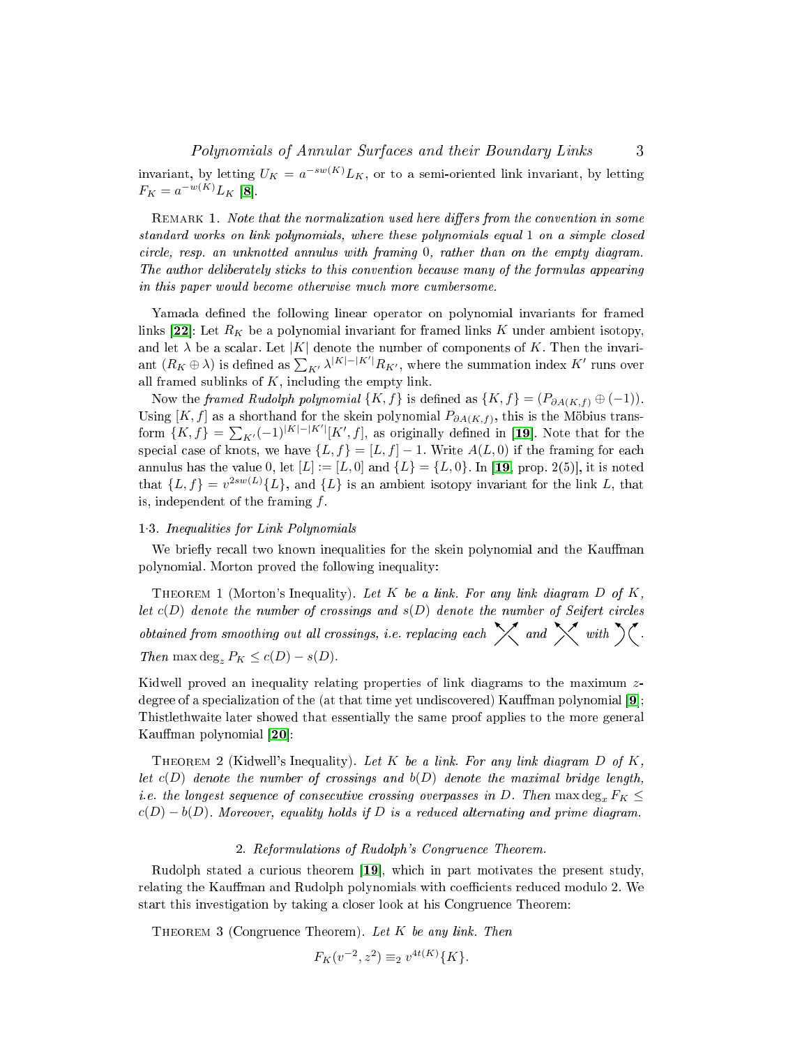invariant, by letting $U_K = a^{-sw(K)} L_K$, or to a semi-oriented link invariant, by letting $F_K = a^{-w(K)} L_K$ [8].

Remark 1. *Note that the normalization used here differs from the convention in some standard works on link polynomials, where these polynomials equal 1 on a simple closed circle, resp. an unknotted annulus with framing 0, rather than on the empty diagram. The author deliberately sticks to this convention because many of the formulas appearing in this paper would become otherwise much more cumbersome.*

Yamada defined the following linear operator on polynomial invariants for framed links [22]: Let $R_K$ be a polynomial invariant for framed links $K$ under ambient isotopy, and let $\lambda$ be a scalar. Let $|K|$ denote the number of components of $K$. Then the invariant $(R_K \oplus \lambda)$ is defined as $\sum_{K'} \lambda^{|K|-|K'|} R_{K'}$, where the summation index $K'$ runs over all framed sublinks of $K$, including the empty link.

Now the *framed Rudolph polynomial* $\{K, f\}$ is defined as $\{K, f\} = (P_{\partial A(K,f)} \oplus (-1))$. Using $[K, f]$ as a shorthand for the skein polynomial $P_{\partial A(K,f)}$, this is the Möbius transform $\{K, f\} = \sum_{K'} (-1)^{|K|-|K'|} [K', f]$, as originally defined in [19]. Note that for the special case of knots, we have $\{L, f\} = [L, f] - 1$. Write $A(L, 0)$ if the framing for each annulus has the value 0, let $[L] := [L, 0]$ and $\{L\} = \{L, 0\}$. In [19, prop. 2(5)], it is noted that $\{L, f\} = v^{2sw(L)} \{L\}$, and $\{L\}$ is an ambient isotopy invariant for the link $L$, that is, independent of the framing $f$.

### 1·3. *Inequalities for Link Polynomials*

We briefly recall two known inequalities for the skein polynomial and the Kauffman polynomial. Morton proved the following inequality:

Theorem 1 (Morton's Inequality). *Let $K$ be a link. For any link diagram $D$ of $K$, let $c(D)$ denote the number of crossings and $s(D)$ denote the number of Seifert circles obtained from smoothing out all crossings, i.e. replacing each* ⤧ *and* ⤨ *with* )( *. Then $\max \deg_z P_K \le c(D) - s(D)$.*

Kidwell proved an inequality relating properties of link diagrams to the maximum $z$-degree of a specialization of the (at that time yet undiscovered) Kauffman polynomial [9]; Thistlethwaite later showed that essentially the same proof applies to the more general Kauffman polynomial [20]:

Theorem 2 (Kidwell's Inequality). *Let $K$ be a link. For any link diagram $D$ of $K$, let $c(D)$ denote the number of crossings and $b(D)$ denote the maximal bridge length, i.e. the longest sequence of consecutive crossing overpasses in $D$. Then $\max \deg_x F_K \le c(D) - b(D)$. Moreover, equality holds if $D$ is a reduced alternating and prime diagram.*

## 2. *Reformulations of Rudolph's Congruence Theorem.*

Rudolph stated a curious theorem [19], which in part motivates the present study, relating the Kauffman and Rudolph polynomials with coefficients reduced modulo 2. We start this investigation by taking a closer look at his Congruence Theorem:

Theorem 3 (Congruence Theorem). *Let $K$ be any link. Then*

$$F_K(v^{-2}, z^2) \equiv_2 v^{4t(K)} \{K\}.$$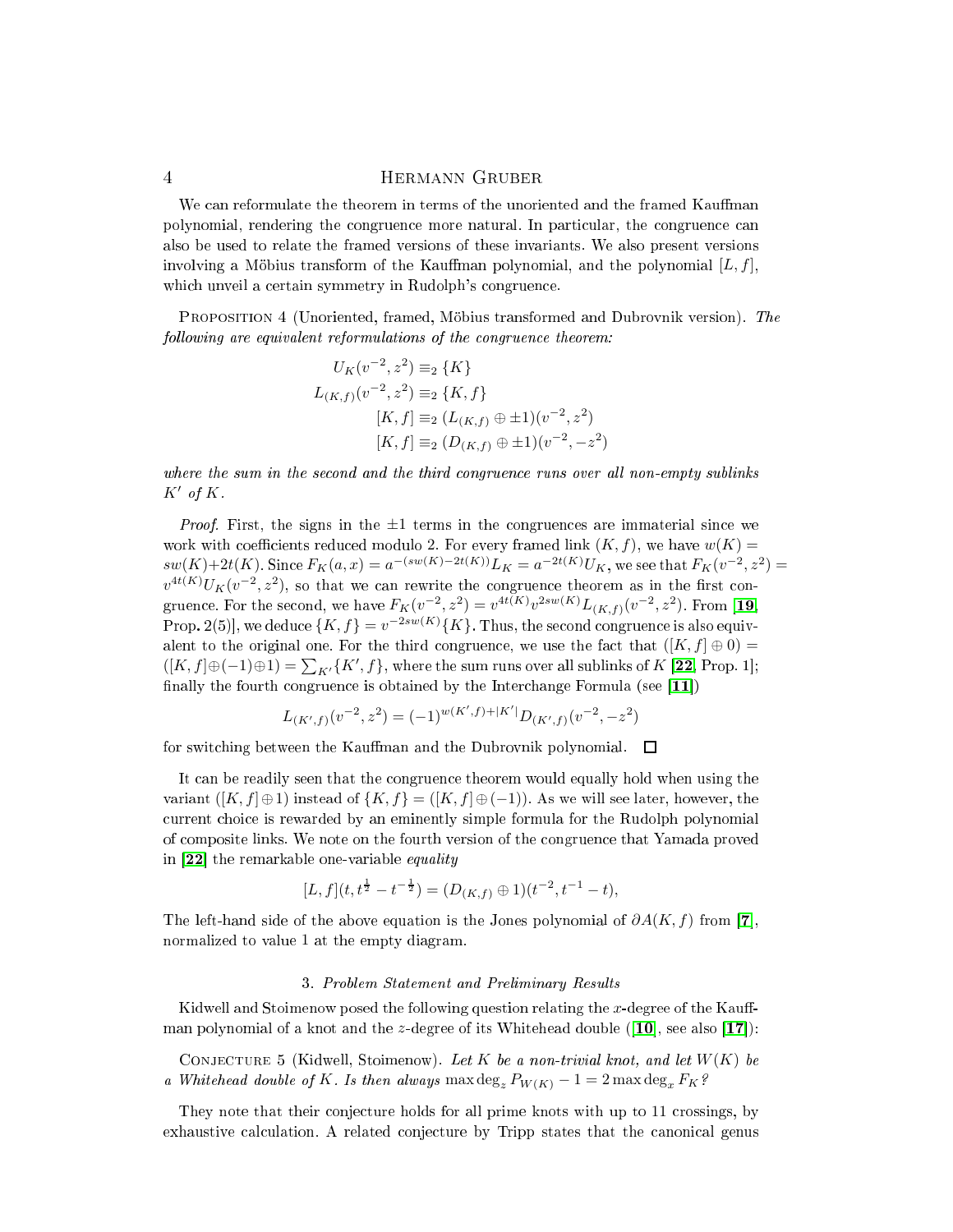We can reformulate the theorem in terms of the unoriented and the framed Kauffman polynomial, rendering the congruence more natural. In particular, the congruence can also be used to relate the framed versions of these invariants. We also present versions involving a Möbius transform of the Kauffman polynomial, and the polynomial $[L, f]$, which unveil a certain symmetry in Rudolph's congruence.

Proposition 4 (Unoriented, framed, Möbius transformed and Dubrovnik version). *The following are equivalent reformulations of the congruence theorem:*

$$\begin{aligned} U_K(v^{-2}, z^2) &\equiv_2 \{K\} \\ L_{(K,f)}(v^{-2}, z^2) &\equiv_2 \{K, f\} \\ [K, f] &\equiv_2 (L_{(K,f)} \oplus \pm 1)(v^{-2}, z^2) \\ [K, f] &\equiv_2 (D_{(K,f)} \oplus \pm 1)(v^{-2}, -z^2) \end{aligned}$$

*where the sum in the second and the third congruence runs over all non-empty sublinks $K'$ of $K$.*

*Proof.* First, the signs in the $\pm 1$ terms in the congruences are immaterial since we work with coefficients reduced modulo 2. For every framed link $(K, f)$, we have $w(K) = sw(K)+2t(K)$. Since $F_K(a, x) = a^{-(sw(K)-2t(K))}L_K = a^{-2t(K)}U_K$, we see that $F_K(v^{-2}, z^2) = v^{4t(K)}U_K(v^{-2}, z^2)$, so that we can rewrite the congruence theorem as in the first congruence. For the second, we have $F_K(v^{-2}, z^2) = v^{4t(K)}v^{2sw(K)}L_{(K,f)}(v^{-2}, z^2)$. From [**19**, Prop. 2(5)], we deduce $\{K, f\} = v^{-2sw(K)}\{K\}$. Thus, the second congruence is also equivalent to the original one. For the third congruence, we use the fact that $([K, f] \oplus 0) = ([K, f] \oplus (-1) \oplus 1) = \sum_{K'} \{K', f\}$, where the sum runs over all sublinks of $K$ [**22**, Prop. 1]; finally the fourth congruence is obtained by the Interchange Formula (see [**11**])

$$L_{(K',f)}(v^{-2}, z^2) = (-1)^{w(K',f)+|K'|}D_{(K',f)}(v^{-2}, -z^2)$$

for switching between the Kauffman and the Dubrovnik polynomial. □

It can be readily seen that the congruence theorem would equally hold when using the variant $([K, f] \oplus 1)$ instead of $\{K, f\} = ([K, f] \oplus (-1))$. As we will see later, however, the current choice is rewarded by an eminently simple formula for the Rudolph polynomial of composite links. We note on the fourth version of the congruence that Yamada proved in [**22**] the remarkable one-variable *equality*

$$[L, f](t, t^{\frac{1}{2}} - t^{-\frac{1}{2}}) = (D_{(K,f)} \oplus 1)(t^{-2}, t^{-1} - t),$$

The left-hand side of the above equation is the Jones polynomial of $\partial A(K, f)$ from [**7**], normalized to value 1 at the empty diagram.

### 3. *Problem Statement and Preliminary Results*

Kidwell and Stoimenow posed the following question relating the $x$-degree of the Kauffman polynomial of a knot and the $z$-degree of its Whitehead double ([**10**], see also [**17**]):

Conjecture 5 (Kidwell, Stoimenow). *Let $K$ be a non-trivial knot, and let $W(K)$ be a Whitehead double of $K$. Is then always* $\max \deg_z P_{W(K)} - 1 = 2 \max \deg_x F_K$*?*

They note that their conjecture holds for all prime knots with up to 11 crossings, by exhaustive calculation. A related conjecture by Tripp states that the canonical genus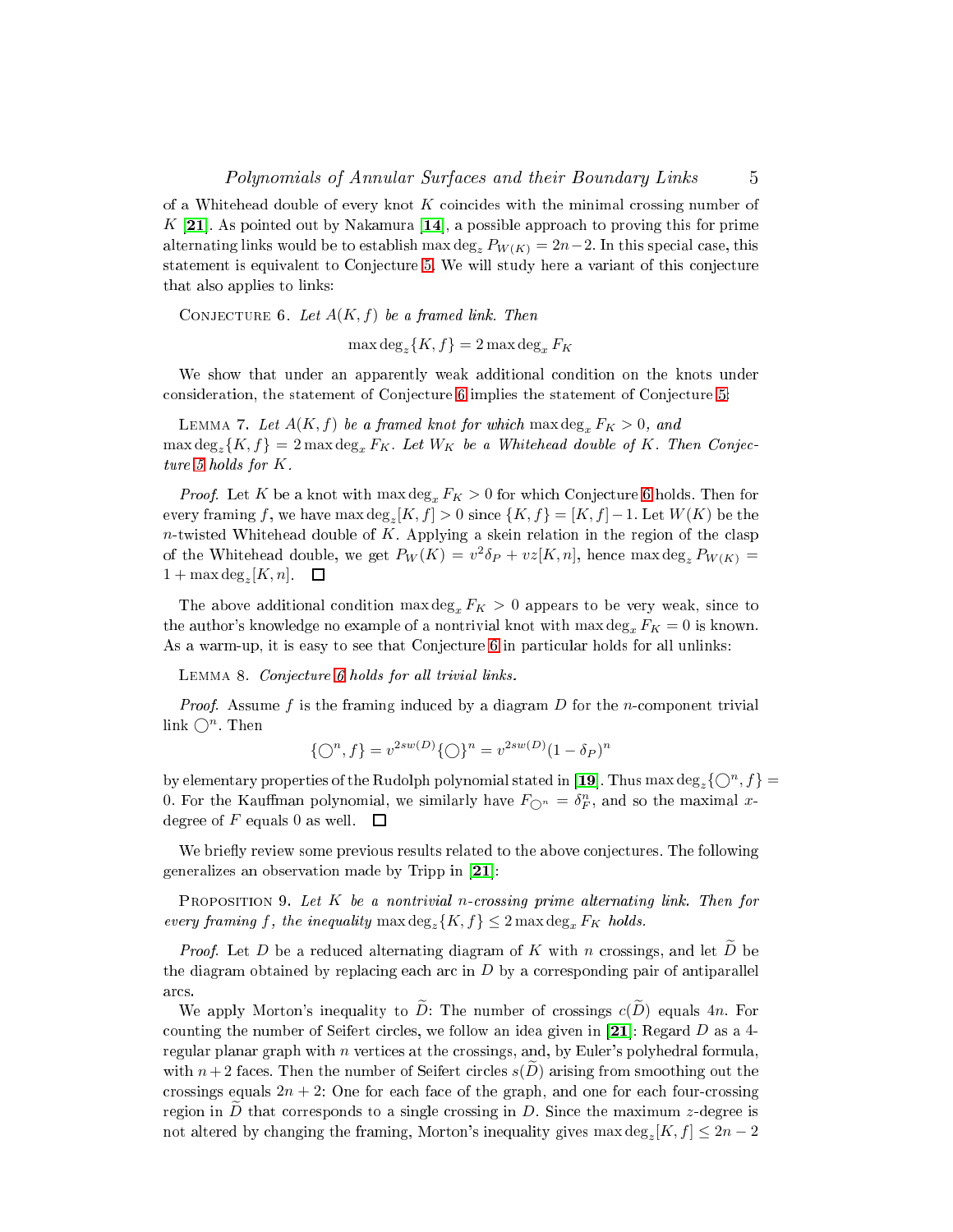of a Whitehead double of every knot $K$ coincides with the minimal crossing number of $K$ [**21**]. As pointed out by Nakamura [**14**], a possible approach to proving this for prime alternating links would be to establish $\max\deg_z P_{W(K)} = 2n-2$. In this special case, this statement is equivalent to Conjecture 5. We will study here a variant of this conjecture that also applies to links:

Conjecture 6. *Let $A(K,f)$ be a framed link. Then*

$$\max\deg_z\{K,f\} = 2\max\deg_x F_K$$

We show that under an apparently weak additional condition on the knots under consideration, the statement of Conjecture 6 implies the statement of Conjecture 5:

Lemma 7. *Let $A(K,f)$ be a framed knot for which $\max\deg_x F_K > 0$, and $\max\deg_z\{K,f\} = 2\max\deg_x F_K$. Let $W_K$ be a Whitehead double of $K$. Then Conjecture 5 holds for $K$.*

*Proof.* Let $K$ be a knot with $\max\deg_x F_K > 0$ for which Conjecture 6 holds. Then for every framing $f$, we have $\max\deg_z[K,f] > 0$ since $\{K,f\} = [K,f]-1$. Let $W(K)$ be the $n$-twisted Whitehead double of $K$. Applying a skein relation in the region of the clasp of the Whitehead double, we get $P_W(K) = v^2\delta_P + vz[K,n]$, hence $\max\deg_z P_{W(K)} = 1 + \max\deg_z[K,n]$. □

The above additional condition $\max\deg_x F_K > 0$ appears to be very weak, since to the author's knowledge no example of a nontrivial knot with $\max\deg_x F_K = 0$ is known. As a warm-up, it is easy to see that Conjecture 6 in particular holds for all unlinks:

Lemma 8. *Conjecture 6 holds for all trivial links.*

*Proof.* Assume $f$ is the framing induced by a diagram $D$ for the $n$-component trivial link $\bigcirc^n$. Then

$$\{\bigcirc^n, f\} = v^{2sw(D)}\{\bigcirc\}^n = v^{2sw(D)}(1-\delta_P)^n$$

by elementary properties of the Rudolph polynomial stated in [**19**]. Thus $\max\deg_z\{\bigcirc^n, f\} = 0$. For the Kauffman polynomial, we similarly have $F_{\bigcirc^n} = \delta_F^n$, and so the maximal $x$-degree of $F$ equals 0 as well. □

We briefly review some previous results related to the above conjectures. The following generalizes an observation made by Tripp in [**21**]:

Proposition 9. *Let $K$ be a nontrivial $n$-crossing prime alternating link. Then for every framing $f$, the inequality $\max\deg_z\{K,f\} \leq 2\max\deg_x F_K$ holds.*

*Proof.* Let $D$ be a reduced alternating diagram of $K$ with $n$ crossings, and let $\widetilde{D}$ be the diagram obtained by replacing each arc in $D$ by a corresponding pair of antiparallel arcs.

We apply Morton's inequality to $\widetilde{D}$: The number of crossings $c(\widetilde{D})$ equals $4n$. For counting the number of Seifert circles, we follow an idea given in [**21**]: Regard $D$ as a 4-regular planar graph with $n$ vertices at the crossings, and, by Euler's polyhedral formula, with $n+2$ faces. Then the number of Seifert circles $s(\widetilde{D})$ arising from smoothing out the crossings equals $2n+2$: One for each face of the graph, and one for each four-crossing region in $\widetilde{D}$ that corresponds to a single crossing in $D$. Since the maximum $z$-degree is not altered by changing the framing, Morton's inequality gives $\max\deg_z[K,f] \leq 2n-2$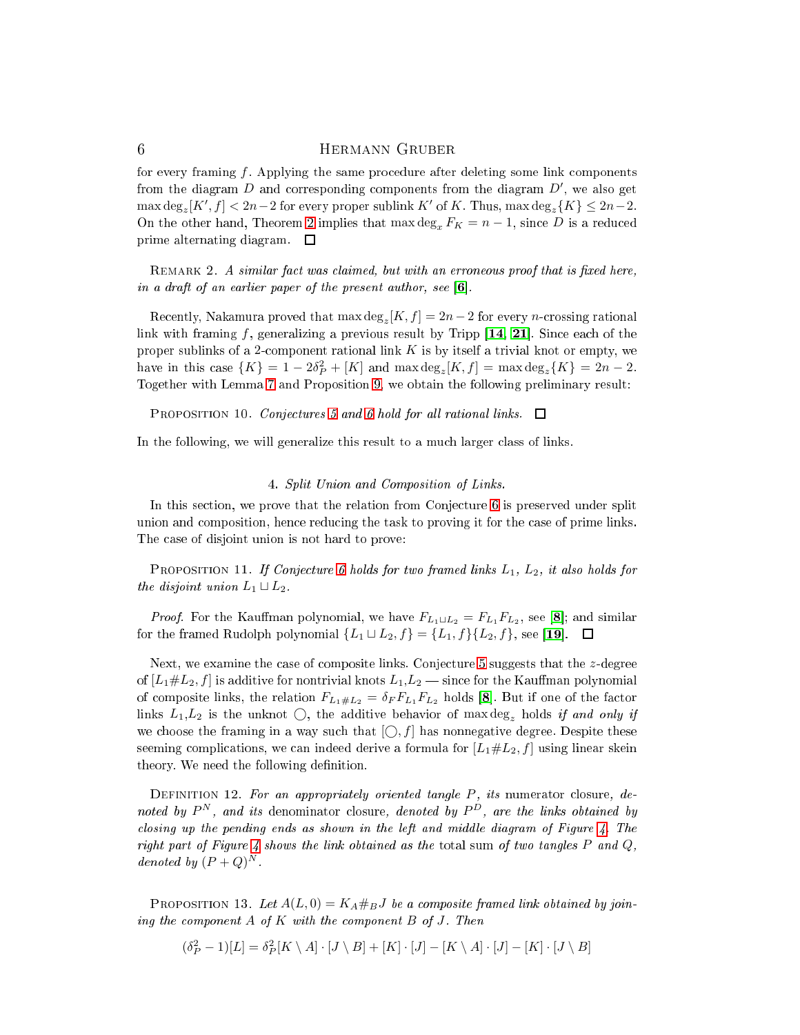for every framing $f$. Applying the same procedure after deleting some link components from the diagram $D$ and corresponding components from the diagram $D'$, we also get $\max\deg_z[K', f] < 2n-2$ for every proper sublink $K'$ of $K$. Thus, $\max\deg_z\{K\} \leq 2n-2$. On the other hand, Theorem 2 implies that $\max\deg_x F_K = n-1$, since $D$ is a reduced prime alternating diagram. $\square$

Remark 2. *A similar fact was claimed, but with an erroneous proof that is fixed here, in a draft of an earlier paper of the present author, see* [**6**].

Recently, Nakamura proved that $\max\deg_z[K, f] = 2n-2$ for every $n$-crossing rational link with framing $f$, generalizing a previous result by Tripp [**14**, **21**]. Since each of the proper sublinks of a 2-component rational link $K$ is by itself a trivial knot or empty, we have in this case $\{K\} = 1 - 2\delta_P^2 + [K]$ and $\max\deg_z[K, f] = \max\deg_z\{K\} = 2n-2$. Together with Lemma 7 and Proposition 9, we obtain the following preliminary result:

Proposition 10. *Conjectures 5 and 6 hold for all rational links.* $\square$

In the following, we will generalize this result to a much larger class of links.

## 4. *Split Union and Composition of Links.*

In this section, we prove that the relation from Conjecture 6 is preserved under split union and composition, hence reducing the task to proving it for the case of prime links. The case of disjoint union is not hard to prove:

Proposition 11. *If Conjecture 6 holds for two framed links $L_1$, $L_2$, it also holds for the disjoint union $L_1 \sqcup L_2$.*

*Proof.* For the Kauffman polynomial, we have $F_{L_1 \sqcup L_2} = F_{L_1}F_{L_2}$, see [**8**]; and similar for the framed Rudolph polynomial $\{L_1 \sqcup L_2, f\} = \{L_1, f\}\{L_2, f\}$, see [**19**]. $\square$

Next, we examine the case of composite links. Conjecture 5 suggests that the $z$-degree of $[L_1 \# L_2, f]$ is additive for nontrivial knots $L_1$,$L_2$ — since for the Kauffman polynomial of composite links, the relation $F_{L_1 \# L_2} = \delta_F F_{L_1} F_{L_2}$ holds [**8**]. But if one of the factor links $L_1$,$L_2$ is the unknot $\bigcirc$, the additive behavior of $\max\deg_z$ holds *if and only if* we choose the framing in a way such that $[\bigcirc, f]$ has nonnegative degree. Despite these seeming complications, we can indeed derive a formula for $[L_1 \# L_2, f]$ using linear skein theory. We need the following definition.

Definition 12. *For an appropriately oriented tangle $P$, its* numerator closure, *denoted by $P^N$, and its* denominator closure, *denoted by $P^D$, are the links obtained by closing up the pending ends as shown in the left and middle diagram of Figure 4. The right part of Figure 4 shows the link obtained as the* total sum *of two tangles $P$ and $Q$, denoted by $(P+Q)^N$.*

Proposition 13. *Let $A(L, 0) = K_A \#_B J$ be a composite framed link obtained by joining the component $A$ of $K$ with the component $B$ of $J$. Then*

$$(\delta_P^2 - 1)[L] = \delta_P^2[K \setminus A] \cdot [J \setminus B] + [K] \cdot [J] - [K \setminus A] \cdot [J] - [K] \cdot [J \setminus B]$$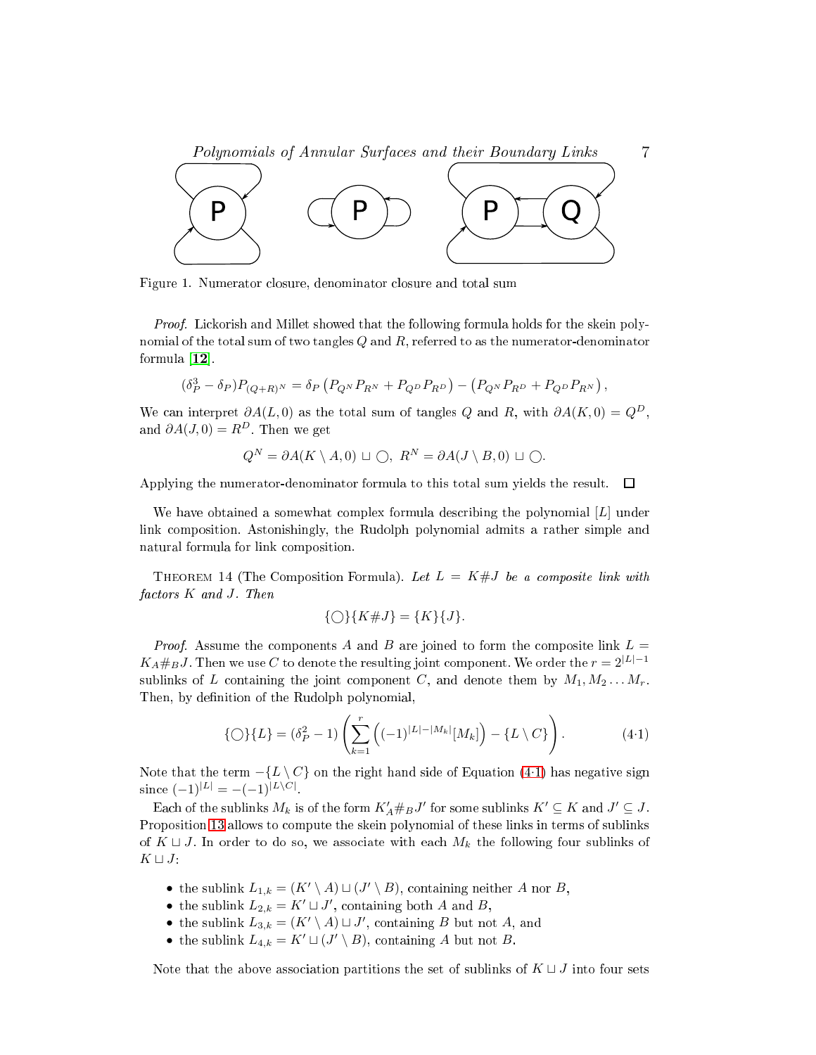Figure 1. Numerator closure, denominator closure and total sum

*Proof.* Lickorish and Millet showed that the following formula holds for the skein polynomial of the total sum of two tangles $Q$ and $R$, referred to as the numerator-denominator formula [**12**].

$$(\delta_P^3 - \delta_P)P_{(Q+R)^N} = \delta_P \left(P_{Q^N}P_{R^N} + P_{Q^D}P_{R^D}\right) - \left(P_{Q^N}P_{R^D} + P_{Q^D}P_{R^N}\right),$$

We can interpret $\partial A(L,0)$ as the total sum of tangles $Q$ and $R$, with $\partial A(K,0) = Q^D$, and $\partial A(J,0) = R^D$. Then we get

$$Q^N = \partial A(K \setminus A, 0) \sqcup \bigcirc, \; R^N = \partial A(J \setminus B, 0) \sqcup \bigcirc.$$

Applying the numerator-denominator formula to this total sum yields the result. □

We have obtained a somewhat complex formula describing the polynomial $[L]$ under link composition. Astonishingly, the Rudolph polynomial admits a rather simple and natural formula for link composition.

THEOREM 14 (The Composition Formula). *Let $L = K\#J$ be a composite link with factors $K$ and $J$. Then*

$$\{\bigcirc\}\{K\#J\} = \{K\}\{J\}.$$

*Proof.* Assume the components $A$ and $B$ are joined to form the composite link $L = K_A\#_B J$. Then we use $C$ to denote the resulting joint component. We order the $r = 2^{|L|-1}$ sublinks of $L$ containing the joint component $C$, and denote them by $M_1, M_2 \ldots M_r$. Then, by definition of the Rudolph polynomial,

$$\{\bigcirc\}\{L\} = (\delta_P^2 - 1)\left(\sum_{k=1}^{r}\left((-1)^{|L|-|M_k|}[M_k]\right) - \{L \setminus C\}\right). \tag{4·1}$$

Note that the term $-\{L \setminus C\}$ on the right hand side of Equation (4·1) has negative sign since $(-1)^{|L|} = -(-1)^{|L\setminus C|}$.

Each of the sublinks $M_k$ is of the form $K'_A\#_B J'$ for some sublinks $K' \subseteq K$ and $J' \subseteq J$. Proposition 13 allows to compute the skein polynomial of these links in terms of sublinks of $K \sqcup J$. In order to do so, we associate with each $M_k$ the following four sublinks of $K \sqcup J$:

- the sublink $L_{1,k} = (K' \setminus A) \sqcup (J' \setminus B)$, containing neither $A$ nor $B$,
- the sublink $L_{2,k} = K' \sqcup J'$, containing both $A$ and $B$,
- the sublink $L_{3,k} = (K' \setminus A) \sqcup J'$, containing $B$ but not $A$, and
- the sublink $L_{4,k} = K' \sqcup (J' \setminus B)$, containing $A$ but not $B$.

Note that the above association partitions the set of sublinks of $K \sqcup J$ into four sets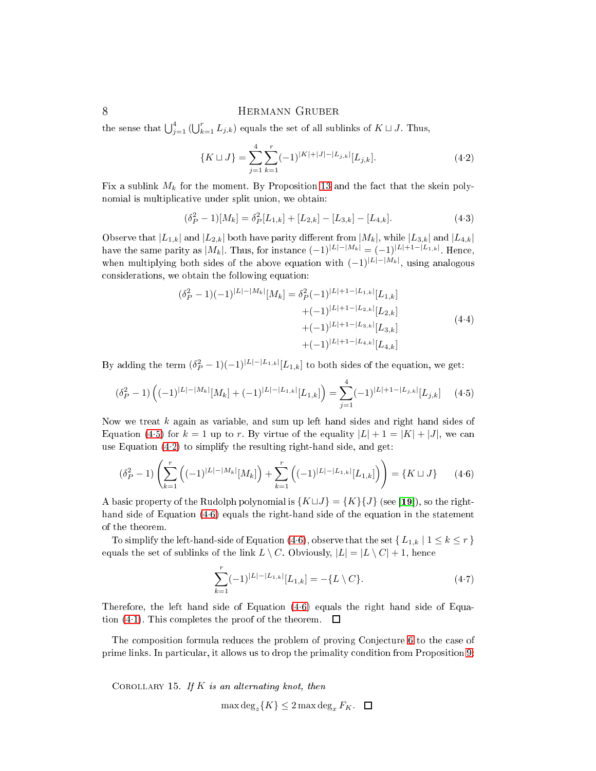the sense that $\bigcup_{j=1}^{4}\left(\bigcup_{k=1}^{r} L_{j,k}\right)$ equals the set of all sublinks of $K \sqcup J$. Thus,

$$\{K \sqcup J\} = \sum_{j=1}^{4}\sum_{k=1}^{r}(-1)^{|K|+|J|-|L_{j,k}|}[L_{j,k}]. \tag{4·2}$$

Fix a sublink $M_k$ for the moment. By Proposition 13 and the fact that the skein polynomial is multiplicative under split union, we obtain:

$$(\delta_P^2 - 1)[M_k] = \delta_P^2[L_{1,k}] + [L_{2,k}] - [L_{3,k}] - [L_{4,k}]. \tag{4·3}$$

Observe that $|L_{1,k}|$ and $|L_{2,k}|$ both have parity different from $|M_k|$, while $|L_{3,k}|$ and $|L_{4,k}|$ have the same parity as $|M_k|$. Thus, for instance $(-1)^{|L|-|M_k|} = (-1)^{|L|+1-|L_{1,k}|}$. Hence, when multiplying both sides of the above equation with $(-1)^{|L|-|M_k|}$, using analogous considerations, we obtain the following equation:

$$\begin{aligned}(\delta_P^2 - 1)(-1)^{|L|-|M_k|}[M_k] = \delta_P^2&(-1)^{|L|+1-|L_{1,k}|}[L_{1,k}]\\ &+(-1)^{|L|+1-|L_{2,k}|}[L_{2,k}]\\ &+(-1)^{|L|+1-|L_{3,k}|}[L_{3,k}]\\ &+(-1)^{|L|+1-|L_{4,k}|}[L_{4,k}]\end{aligned} \tag{4·4}$$

By adding the term $(\delta_P^2 - 1)(-1)^{|L|-|L_{1,k}|}[L_{1,k}]$ to both sides of the equation, we get:

$$(\delta_P^2 - 1)\left((-1)^{|L|-|M_k|}[M_k] + (-1)^{|L|-|L_{1,k}|}[L_{1,k}]\right) = \sum_{j=1}^{4}(-1)^{|L|+1-|L_{j,k}|}[L_{j,k}] \tag{4·5}$$

Now we treat $k$ again as variable, and sum up left hand sides and right hand sides of Equation (4·5) for $k = 1$ up to $r$. By virtue of the equality $|L| + 1 = |K| + |J|$, we can use Equation (4·2) to simplify the resulting right-hand side, and get:

$$(\delta_P^2 - 1)\left(\sum_{k=1}^{r}\left((-1)^{|L|-|M_k|}[M_k]\right) + \sum_{k=1}^{r}\left((-1)^{|L|-|L_{1,k}|}[L_{1,k}]\right)\right) = \{K \sqcup J\} \tag{4·6}$$

A basic property of the Rudolph polynomial is $\{K \sqcup J\} = \{K\}\{J\}$ (see [19]), so the right-hand side of Equation (4·6) equals the right-hand side of the equation in the statement of the theorem.

To simplify the left-hand-side of Equation (4·6), observe that the set $\{\, L_{1,k} \mid 1 \le k \le r \,\}$ equals the set of sublinks of the link $L \setminus C$. Obviously, $|L| = |L \setminus C| + 1$, hence

$$\sum_{k=1}^{r}(-1)^{|L|-|L_{1,k}|}[L_{1,k}] = -\{L \setminus C\}. \tag{4·7}$$

Therefore, the left hand side of Equation (4·6) equals the right hand side of Equation (4·1). This completes the proof of the theorem. $\square$

The composition formula reduces the problem of proving Conjecture 6 to the case of prime links. In particular, it allows us to drop the primality condition from Proposition 9:

Corollary 15. *If $K$ is an alternating knot, then*

$$\max \deg_z\{K\} \le 2 \max \deg_x F_K. \quad \square$$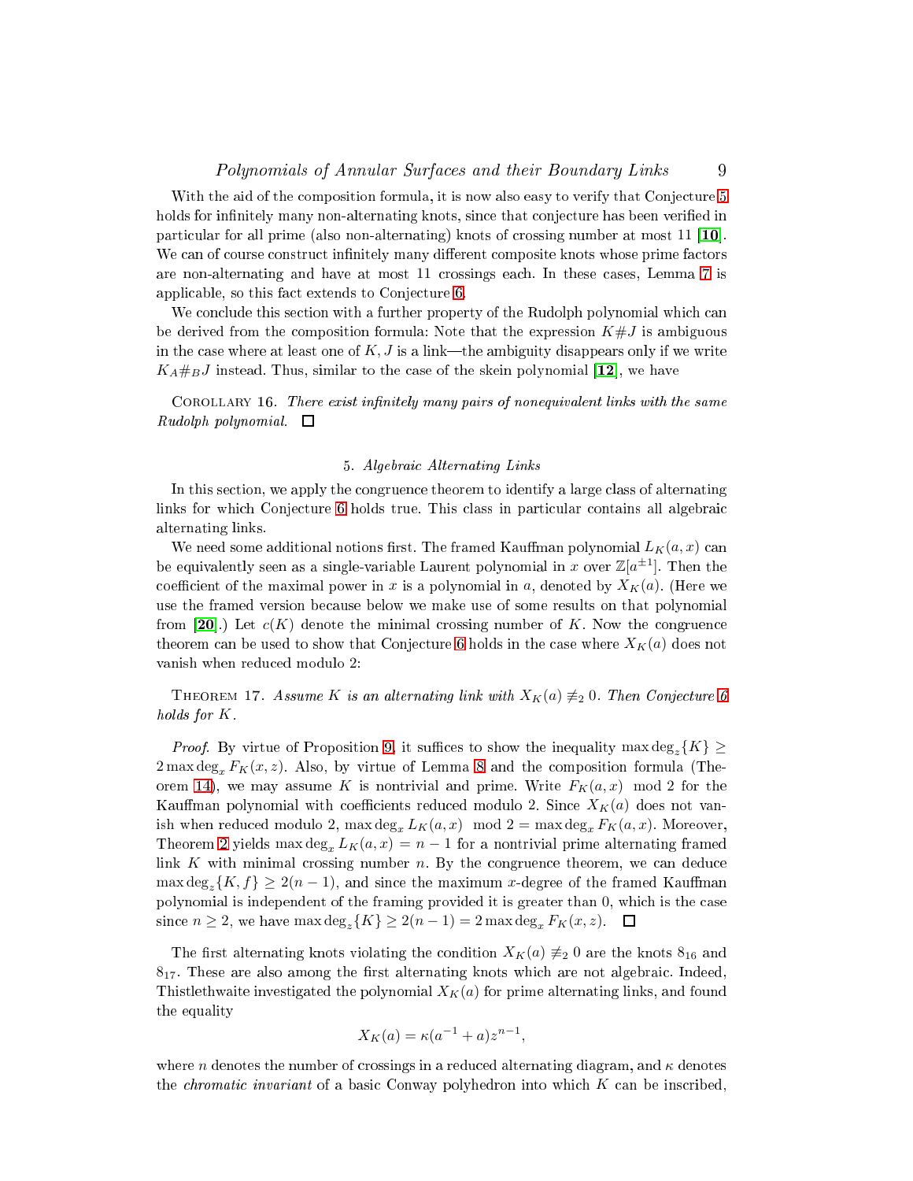With the aid of the composition formula, it is now also easy to verify that Conjecture 5 holds for infinitely many non-alternating knots, since that conjecture has been verified in particular for all prime (also non-alternating) knots of crossing number at most 11 [**10**]. We can of course construct infinitely many different composite knots whose prime factors are non-alternating and have at most 11 crossings each. In these cases, Lemma 7 is applicable, so this fact extends to Conjecture 6.

We conclude this section with a further property of the Rudolph polynomial which can be derived from the composition formula: Note that the expression $K\#J$ is ambiguous in the case where at least one of $K, J$ is a link—the ambiguity disappears only if we write $K_A\#_B J$ instead. Thus, similar to the case of the skein polynomial [**12**], we have

Corollary 16. *There exist infinitely many pairs of nonequivalent links with the same Rudolph polynomial.* □

## 5. *Algebraic Alternating Links*

In this section, we apply the congruence theorem to identify a large class of alternating links for which Conjecture 6 holds true. This class in particular contains all algebraic alternating links.

We need some additional notions first. The framed Kauffman polynomial $L_K(a,x)$ can be equivalently seen as a single-variable Laurent polynomial in $x$ over $\mathbb{Z}[a^{\pm 1}]$. Then the coefficient of the maximal power in $x$ is a polynomial in $a$, denoted by $X_K(a)$. (Here we use the framed version because below we make use of some results on that polynomial from [**20**].) Let $c(K)$ denote the minimal crossing number of $K$. Now the congruence theorem can be used to show that Conjecture 6 holds in the case where $X_K(a)$ does not vanish when reduced modulo 2:

Theorem 17. *Assume $K$ is an alternating link with $X_K(a) \not\equiv_2 0$. Then Conjecture 6 holds for $K$.*

*Proof.* By virtue of Proposition 9, it suffices to show the inequality $\max\deg_z\{K\} \geq 2\max\deg_x F_K(x,z)$. Also, by virtue of Lemma 8 and the composition formula (Theorem 14), we may assume $K$ is nontrivial and prime. Write $F_K(a,x) \mod 2$ for the Kauffman polynomial with coefficients reduced modulo 2. Since $X_K(a)$ does not vanish when reduced modulo 2, $\max\deg_x L_K(a,x) \mod 2 = \max\deg_x F_K(a,x)$. Moreover, Theorem 2 yields $\max\deg_x L_K(a,x) = n-1$ for a nontrivial prime alternating framed link $K$ with minimal crossing number $n$. By the congruence theorem, we can deduce $\max\deg_z\{K,f\} \geq 2(n-1)$, and since the maximum $x$-degree of the framed Kauffman polynomial is independent of the framing provided it is greater than 0, which is the case since $n \geq 2$, we have $\max\deg_z\{K\} \geq 2(n-1) = 2\max\deg_x F_K(x,z)$. □

The first alternating knots violating the condition $X_K(a) \not\equiv_2 0$ are the knots $8_{16}$ and $8_{17}$. These are also among the first alternating knots which are not algebraic. Indeed, Thistlethwaite investigated the polynomial $X_K(a)$ for prime alternating links, and found the equality

$$X_K(a) = \kappa(a^{-1} + a)z^{n-1},$$

where $n$ denotes the number of crossings in a reduced alternating diagram, and $\kappa$ denotes the *chromatic invariant* of a basic Conway polyhedron into which $K$ can be inscribed,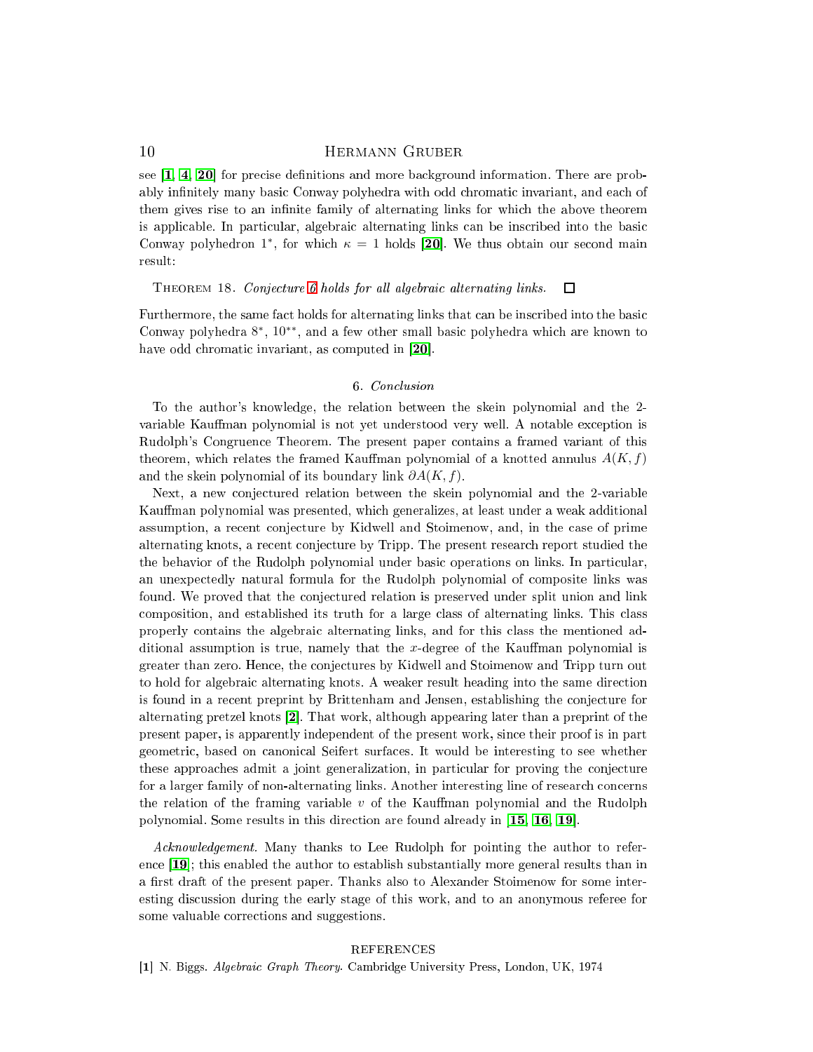see [1, 4, 20] for precise definitions and more background information. There are probably infinitely many basic Conway polyhedra with odd chromatic invariant, and each of them gives rise to an infinite family of alternating links for which the above theorem is applicable. In particular, algebraic alternating links can be inscribed into the basic Conway polyhedron $1^*$, for which $\kappa = 1$ holds [20]. We thus obtain our second main result:

Theorem 18. *Conjecture 6 holds for all algebraic alternating links.* □

Furthermore, the same fact holds for alternating links that can be inscribed into the basic Conway polyhedra $8^*$, $10^{**}$, and a few other small basic polyhedra which are known to have odd chromatic invariant, as computed in [20].

## 6. *Conclusion*

To the author's knowledge, the relation between the skein polynomial and the 2-variable Kauffman polynomial is not yet understood very well. A notable exception is Rudolph's Congruence Theorem. The present paper contains a framed variant of this theorem, which relates the framed Kauffman polynomial of a knotted annulus $A(K, f)$ and the skein polynomial of its boundary link $\partial A(K, f)$.

Next, a new conjectured relation between the skein polynomial and the 2-variable Kauffman polynomial was presented, which generalizes, at least under a weak additional assumption, a recent conjecture by Kidwell and Stoimenow, and, in the case of prime alternating knots, a recent conjecture by Tripp. The present research report studied the the behavior of the Rudolph polynomial under basic operations on links. In particular, an unexpectedly natural formula for the Rudolph polynomial of composite links was found. We proved that the conjectured relation is preserved under split union and link composition, and established its truth for a large class of alternating links. This class properly contains the algebraic alternating links, and for this class the mentioned additional assumption is true, namely that the $x$-degree of the Kauffman polynomial is greater than zero. Hence, the conjectures by Kidwell and Stoimenow and Tripp turn out to hold for algebraic alternating knots. A weaker result heading into the same direction is found in a recent preprint by Brittenham and Jensen, establishing the conjecture for alternating pretzel knots [2]. That work, although appearing later than a preprint of the present paper, is apparently independent of the present work, since their proof is in part geometric, based on canonical Seifert surfaces. It would be interesting to see whether these approaches admit a joint generalization, in particular for proving the conjecture for a larger family of non-alternating links. Another interesting line of research concerns the relation of the framing variable $v$ of the Kauffman polynomial and the Rudolph polynomial. Some results in this direction are found already in [15, 16, 19].

*Acknowledgement.* Many thanks to Lee Rudolph for pointing the author to reference [19]; this enabled the author to establish substantially more general results than in a first draft of the present paper. Thanks also to Alexander Stoimenow for some interesting discussion during the early stage of this work, and to an anonymous referee for some valuable corrections and suggestions.

## References

[1] N. Biggs. *Algebraic Graph Theory.* Cambridge University Press, London, UK, 1974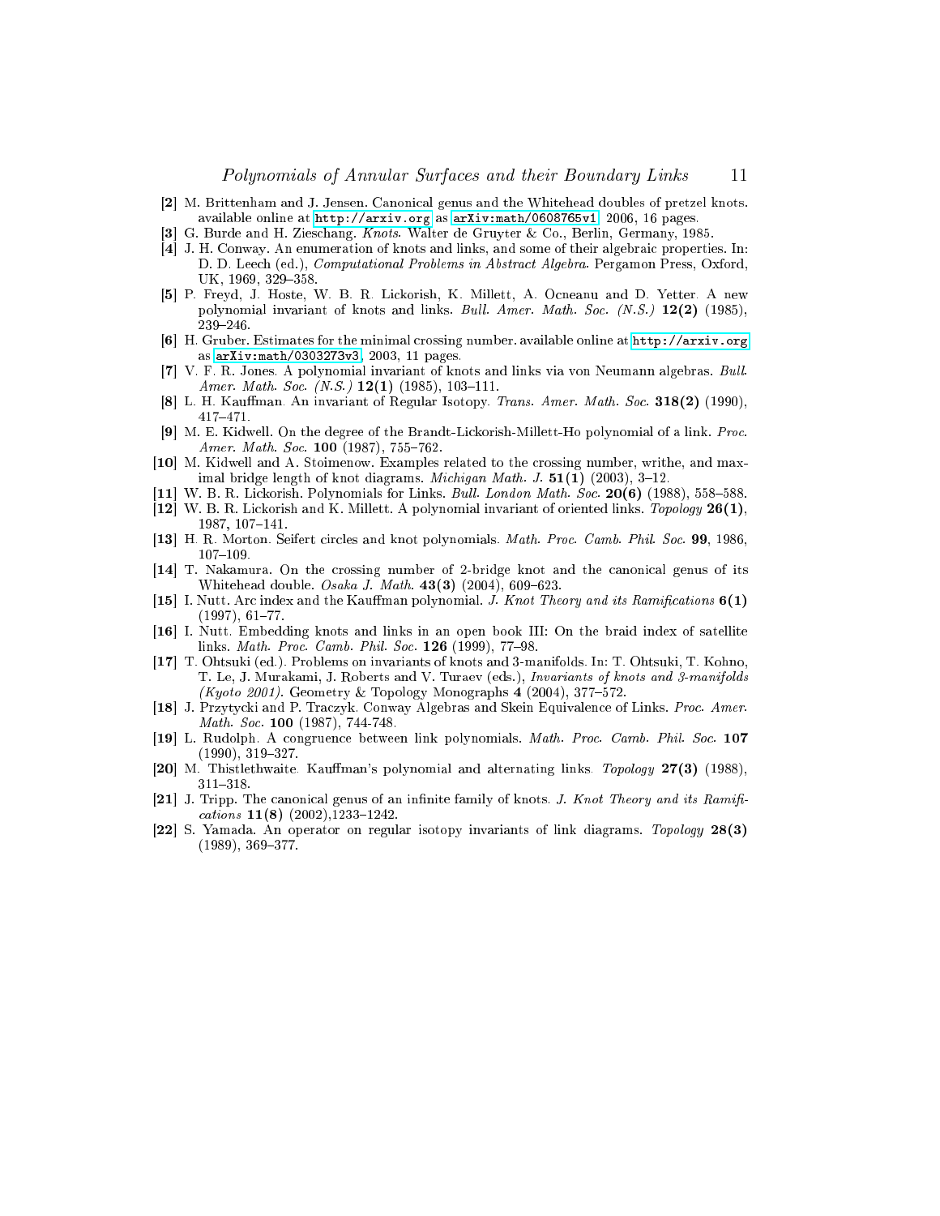**[2]** M. Brittenham and J. Jensen. Canonical genus and the Whitehead doubles of pretzel knots. available online at `http://arxiv.org` as `arXiv:math/0608765v1`, 2006, 16 pages.

**[3]** G. Burde and H. Zieschang. *Knots*. Walter de Gruyter & Co., Berlin, Germany, 1985.

**[4]** J. H. Conway. An enumeration of knots and links, and some of their algebraic properties. In: D. D. Leech (ed.), *Computational Problems in Abstract Algebra*. Pergamon Press, Oxford, UK, 1969, 329–358.

**[5]** P. Freyd, J. Hoste, W. B. R. Lickorish, K. Millett, A. Ocneanu and D. Yetter. A new polynomial invariant of knots and links. *Bull. Amer. Math. Soc. (N.S.)* **12(2)** (1985), 239–246.

**[6]** H. Gruber. Estimates for the minimal crossing number. available online at `http://arxiv.org` as `arXiv:math/0303273v3`, 2003, 11 pages.

**[7]** V. F. R. Jones. A polynomial invariant of knots and links via von Neumann algebras. *Bull. Amer. Math. Soc. (N.S.)* **12(1)** (1985), 103–111.

**[8]** L. H. Kauffman. An invariant of Regular Isotopy. *Trans. Amer. Math. Soc.* **318(2)** (1990), 417–471.

**[9]** M. E. Kidwell. On the degree of the Brandt-Lickorish-Millett-Ho polynomial of a link. *Proc. Amer. Math. Soc.* **100** (1987), 755–762.

**[10]** M. Kidwell and A. Stoimenow. Examples related to the crossing number, writhe, and maximal bridge length of knot diagrams. *Michigan Math. J.* **51(1)** (2003), 3–12.

**[11]** W. B. R. Lickorish. Polynomials for Links. *Bull. London Math. Soc.* **20(6)** (1988), 558–588.

**[12]** W. B. R. Lickorish and K. Millett. A polynomial invariant of oriented links. *Topology* **26(1)**, 1987, 107–141.

**[13]** H. R. Morton. Seifert circles and knot polynomials. *Math. Proc. Camb. Phil. Soc.* **99**, 1986, 107–109.

**[14]** T. Nakamura. On the crossing number of 2-bridge knot and the canonical genus of its Whitehead double. *Osaka J. Math.* **43(3)** (2004), 609–623.

**[15]** I. Nutt. Arc index and the Kauffman polynomial. *J. Knot Theory and its Ramifications* **6(1)** (1997), 61–77.

**[16]** I. Nutt. Embedding knots and links in an open book III: On the braid index of satellite links. *Math. Proc. Camb. Phil. Soc.* **126** (1999), 77–98.

**[17]** T. Ohtsuki (ed.). Problems on invariants of knots and 3-manifolds. In: T. Ohtsuki, T. Kohno, T. Le, J. Murakami, J. Roberts and V. Turaev (eds.), *Invariants of knots and 3-manifolds (Kyoto 2001)*. Geometry & Topology Monographs **4** (2004), 377–572.

**[18]** J. Przytycki and P. Traczyk. Conway Algebras and Skein Equivalence of Links. *Proc. Amer. Math. Soc.* **100** (1987), 744-748.

**[19]** L. Rudolph. A congruence between link polynomials. *Math. Proc. Camb. Phil. Soc.* **107** (1990), 319–327.

**[20]** M. Thistlethwaite. Kauffman's polynomial and alternating links. *Topology* **27(3)** (1988), 311–318.

**[21]** J. Tripp. The canonical genus of an infinite family of knots. *J. Knot Theory and its Ramifications* **11(8)** (2002),1233–1242.

**[22]** S. Yamada. An operator on regular isotopy invariants of link diagrams. *Topology* **28(3)** (1989), 369–377.